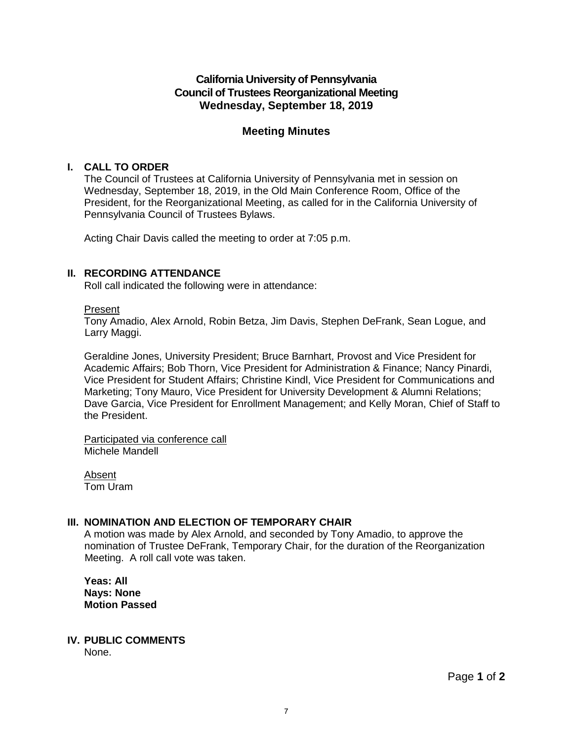# California University of Pennsylvania
# Council of Trustees Reorganizational Meeting
# Wednesday, September 18, 2019

## Meeting Minutes

### I. CALL TO ORDER

The Council of Trustees at California University of Pennsylvania met in session on Wednesday, September 18, 2019, in the Old Main Conference Room, Office of the President, for the Reorganizational Meeting, as called for in the California University of Pennsylvania Council of Trustees Bylaws.

Acting Chair Davis called the meeting to order at 7:05 p.m.

### II. RECORDING ATTENDANCE

Roll call indicated the following were in attendance:

<u>Present</u>
Tony Amadio, Alex Arnold, Robin Betza, Jim Davis, Stephen DeFrank, Sean Logue, and Larry Maggi.

Geraldine Jones, University President; Bruce Barnhart, Provost and Vice President for Academic Affairs; Bob Thorn, Vice President for Administration & Finance; Nancy Pinardi, Vice President for Student Affairs; Christine Kindl, Vice President for Communications and Marketing; Tony Mauro, Vice President for University Development & Alumni Relations; Dave Garcia, Vice President for Enrollment Management; and Kelly Moran, Chief of Staff to the President.

<u>Participated via conference call</u>
Michele Mandell

<u>Absent</u>
Tom Uram

### III. NOMINATION AND ELECTION OF TEMPORARY CHAIR

A motion was made by Alex Arnold, and seconded by Tony Amadio, to approve the nomination of Trustee DeFrank, Temporary Chair, for the duration of the Reorganization Meeting. A roll call vote was taken.

**Yeas: All**
**Nays: None**
**Motion Passed**

### IV. PUBLIC COMMENTS

None.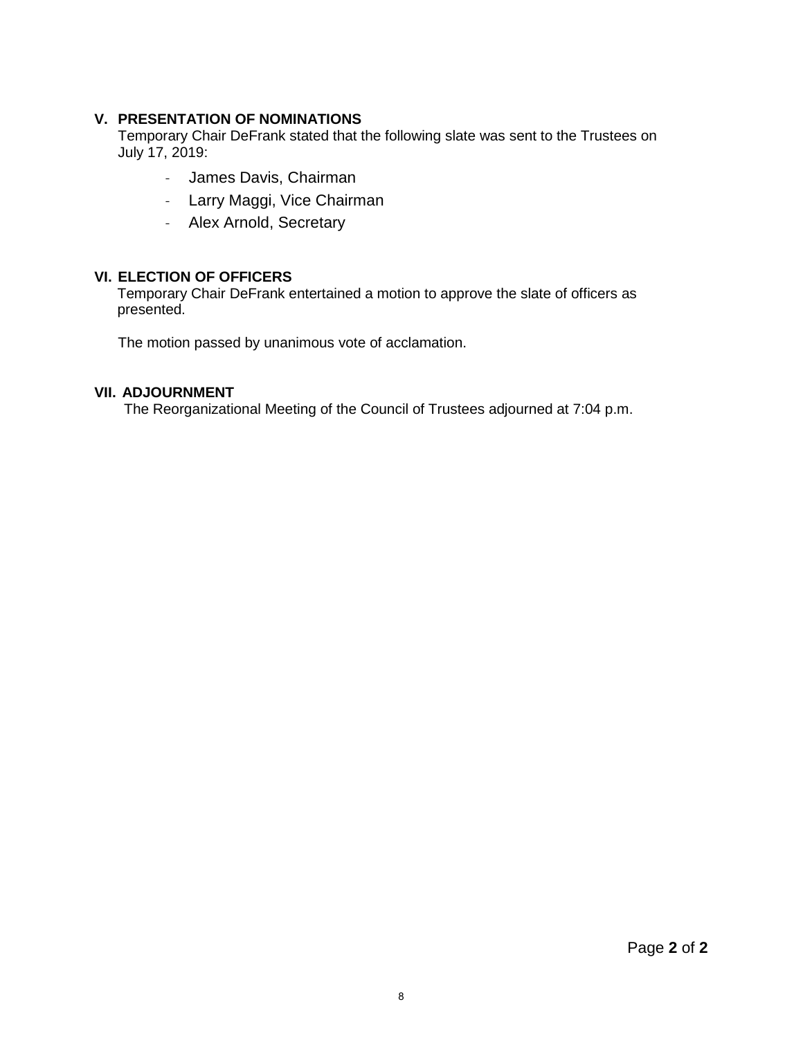## V. PRESENTATION OF NOMINATIONS

Temporary Chair DeFrank stated that the following slate was sent to the Trustees on July 17, 2019:

- James Davis, Chairman
- Larry Maggi, Vice Chairman
- Alex Arnold, Secretary

## VI. ELECTION OF OFFICERS

Temporary Chair DeFrank entertained a motion to approve the slate of officers as presented.

The motion passed by unanimous vote of acclamation.

## VII. ADJOURNMENT

The Reorganizational Meeting of the Council of Trustees adjourned at 7:04 p.m.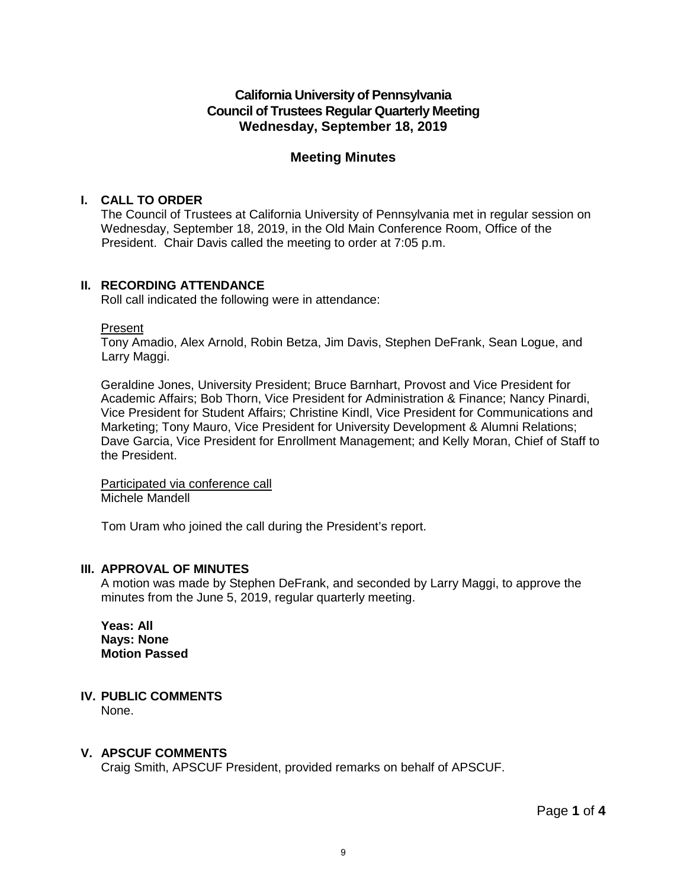# California University of Pennsylvania
# Council of Trustees Regular Quarterly Meeting
# Wednesday, September 18, 2019

## Meeting Minutes

### I. CALL TO ORDER

The Council of Trustees at California University of Pennsylvania met in regular session on Wednesday, September 18, 2019, in the Old Main Conference Room, Office of the President. Chair Davis called the meeting to order at 7:05 p.m.

### II. RECORDING ATTENDANCE

Roll call indicated the following were in attendance:

Present

Tony Amadio, Alex Arnold, Robin Betza, Jim Davis, Stephen DeFrank, Sean Logue, and Larry Maggi.

Geraldine Jones, University President; Bruce Barnhart, Provost and Vice President for Academic Affairs; Bob Thorn, Vice President for Administration & Finance; Nancy Pinardi, Vice President for Student Affairs; Christine Kindl, Vice President for Communications and Marketing; Tony Mauro, Vice President for University Development & Alumni Relations; Dave Garcia, Vice President for Enrollment Management; and Kelly Moran, Chief of Staff to the President.

Participated via conference call

Michele Mandell

Tom Uram who joined the call during the President's report.

### III. APPROVAL OF MINUTES

A motion was made by Stephen DeFrank, and seconded by Larry Maggi, to approve the minutes from the June 5, 2019, regular quarterly meeting.

**Yeas: All**
**Nays: None**
**Motion Passed**

### IV. PUBLIC COMMENTS

None.

### V. APSCUF COMMENTS

Craig Smith, APSCUF President, provided remarks on behalf of APSCUF.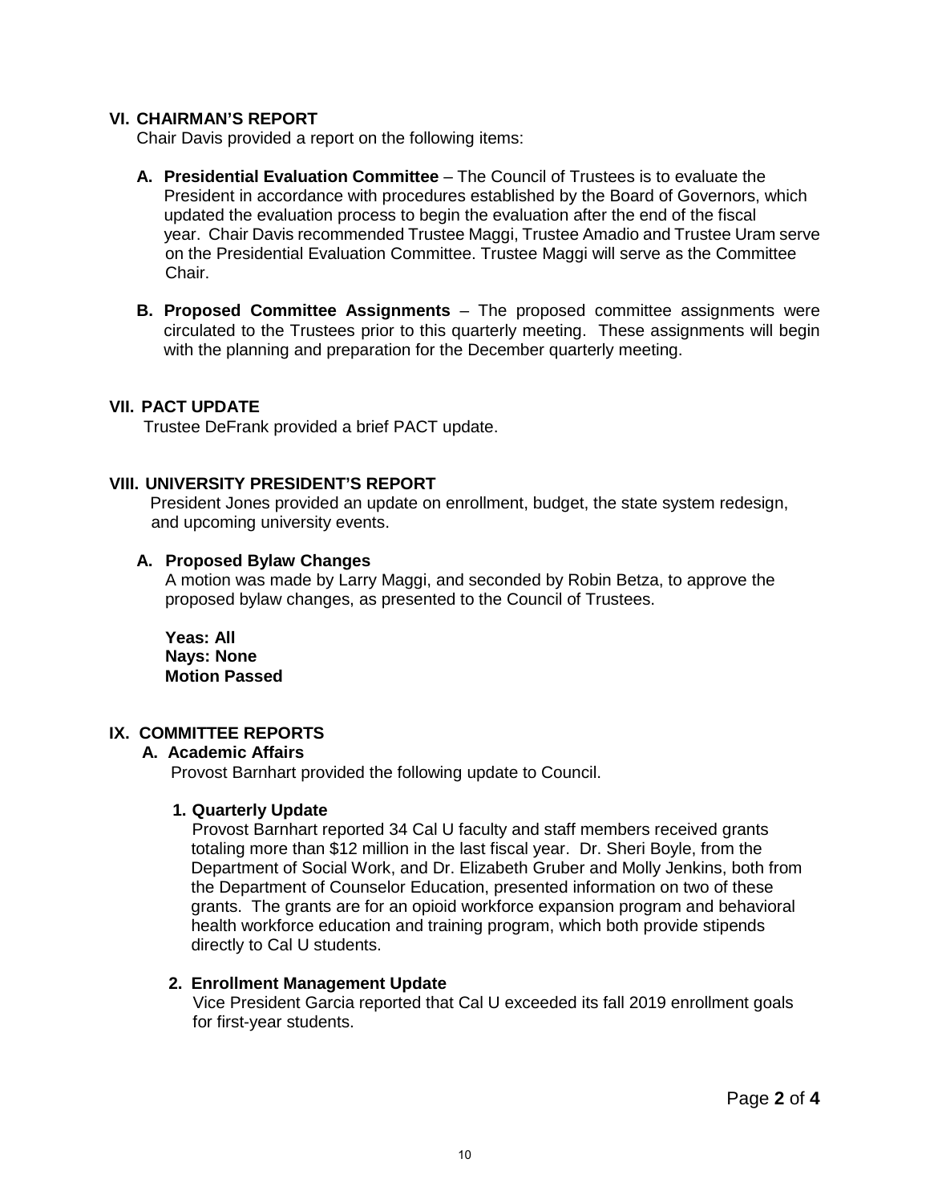## VI. CHAIRMAN'S REPORT

Chair Davis provided a report on the following items:

**A. Presidential Evaluation Committee** – The Council of Trustees is to evaluate the President in accordance with procedures established by the Board of Governors, which updated the evaluation process to begin the evaluation after the end of the fiscal year. Chair Davis recommended Trustee Maggi, Trustee Amadio and Trustee Uram serve on the Presidential Evaluation Committee. Trustee Maggi will serve as the Committee Chair.

**B. Proposed Committee Assignments** – The proposed committee assignments were circulated to the Trustees prior to this quarterly meeting. These assignments will begin with the planning and preparation for the December quarterly meeting.

## VII. PACT UPDATE

Trustee DeFrank provided a brief PACT update.

## VIII. UNIVERSITY PRESIDENT'S REPORT

President Jones provided an update on enrollment, budget, the state system redesign, and upcoming university events.

### A. Proposed Bylaw Changes

A motion was made by Larry Maggi, and seconded by Robin Betza, to approve the proposed bylaw changes, as presented to the Council of Trustees.

**Yeas: All**
**Nays: None**
**Motion Passed**

## IX. COMMITTEE REPORTS

### A. Academic Affairs

Provost Barnhart provided the following update to Council.

#### 1. Quarterly Update

Provost Barnhart reported 34 Cal U faculty and staff members received grants totaling more than $12 million in the last fiscal year. Dr. Sheri Boyle, from the Department of Social Work, and Dr. Elizabeth Gruber and Molly Jenkins, both from the Department of Counselor Education, presented information on two of these grants. The grants are for an opioid workforce expansion program and behavioral health workforce education and training program, which both provide stipends directly to Cal U students.

#### 2. Enrollment Management Update

Vice President Garcia reported that Cal U exceeded its fall 2019 enrollment goals for first-year students.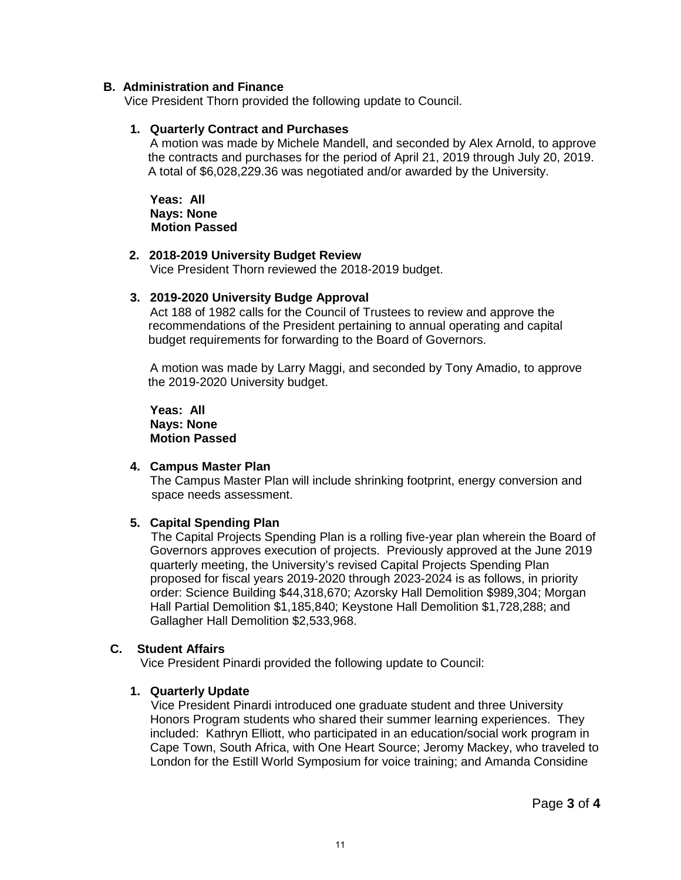## B. Administration and Finance

Vice President Thorn provided the following update to Council.

### 1. Quarterly Contract and Purchases

A motion was made by Michele Mandell, and seconded by Alex Arnold, to approve the contracts and purchases for the period of April 21, 2019 through July 20, 2019. A total of $6,028,229.36 was negotiated and/or awarded by the University.

**Yeas: All**
**Nays: None**
**Motion Passed**

### 2. 2018-2019 University Budget Review

Vice President Thorn reviewed the 2018-2019 budget.

### 3. 2019-2020 University Budge Approval

Act 188 of 1982 calls for the Council of Trustees to review and approve the recommendations of the President pertaining to annual operating and capital budget requirements for forwarding to the Board of Governors.

A motion was made by Larry Maggi, and seconded by Tony Amadio, to approve the 2019-2020 University budget.

**Yeas: All**
**Nays: None**
**Motion Passed**

### 4. Campus Master Plan

The Campus Master Plan will include shrinking footprint, energy conversion and space needs assessment.

### 5. Capital Spending Plan

The Capital Projects Spending Plan is a rolling five-year plan wherein the Board of Governors approves execution of projects. Previously approved at the June 2019 quarterly meeting, the University's revised Capital Projects Spending Plan proposed for fiscal years 2019-2020 through 2023-2024 is as follows, in priority order: Science Building $44,318,670; Azorsky Hall Demolition $989,304; Morgan Hall Partial Demolition $1,185,840; Keystone Hall Demolition $1,728,288; and Gallagher Hall Demolition $2,533,968.

## C. Student Affairs

Vice President Pinardi provided the following update to Council:

### 1. Quarterly Update

Vice President Pinardi introduced one graduate student and three University Honors Program students who shared their summer learning experiences. They included: Kathryn Elliott, who participated in an education/social work program in Cape Town, South Africa, with One Heart Source; Jeromy Mackey, who traveled to London for the Estill World Symposium for voice training; and Amanda Considine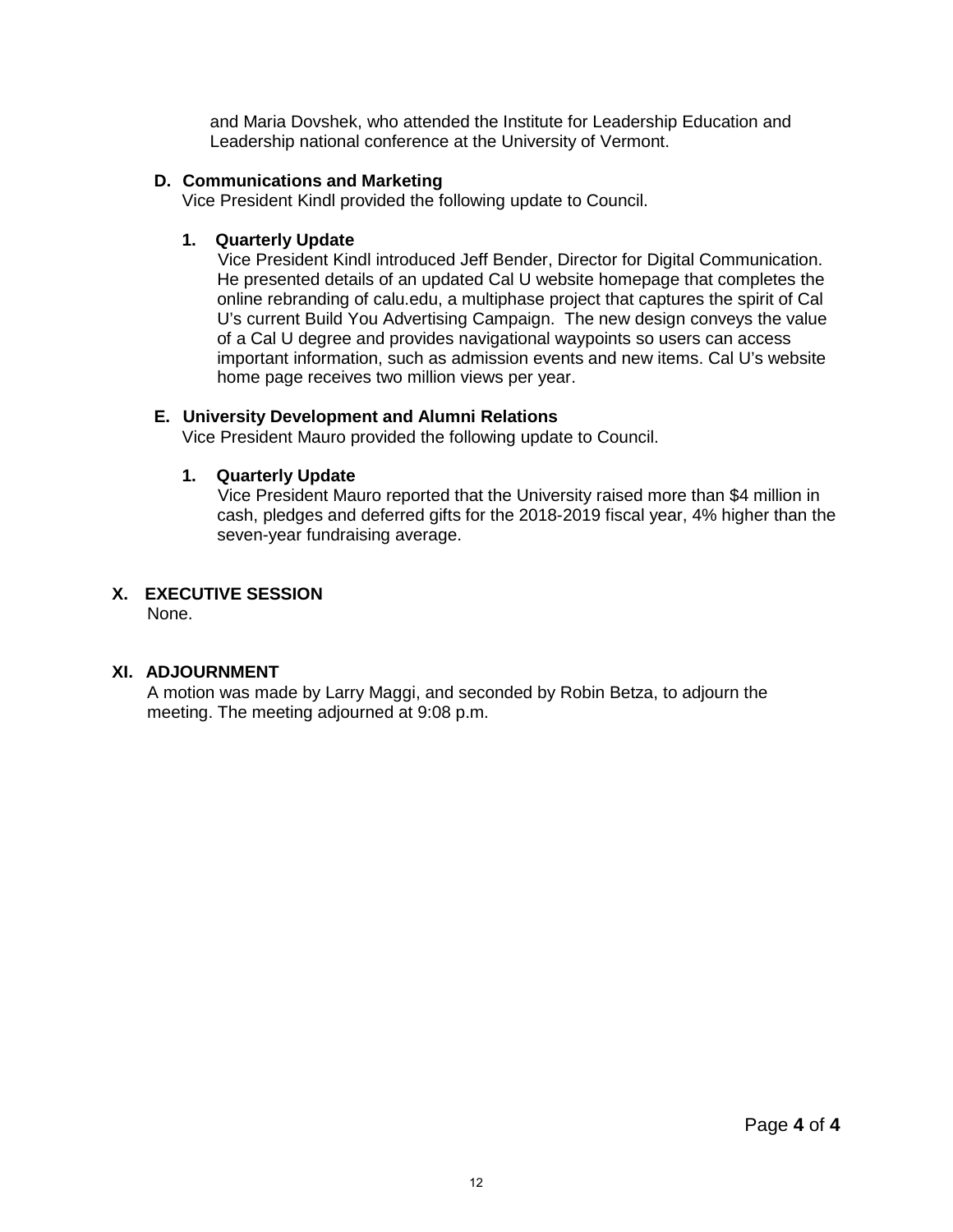and Maria Dovshek, who attended the Institute for Leadership Education and Leadership national conference at the University of Vermont.

**D. Communications and Marketing**

Vice President Kindl provided the following update to Council.

**1. Quarterly Update**

Vice President Kindl introduced Jeff Bender, Director for Digital Communication. He presented details of an updated Cal U website homepage that completes the online rebranding of calu.edu, a multiphase project that captures the spirit of Cal U's current Build You Advertising Campaign. The new design conveys the value of a Cal U degree and provides navigational waypoints so users can access important information, such as admission events and new items. Cal U's website home page receives two million views per year.

**E. University Development and Alumni Relations**

Vice President Mauro provided the following update to Council.

**1. Quarterly Update**

Vice President Mauro reported that the University raised more than $4 million in cash, pledges and deferred gifts for the 2018-2019 fiscal year, 4% higher than the seven-year fundraising average.

## X. EXECUTIVE SESSION

None.

## XI. ADJOURNMENT

A motion was made by Larry Maggi, and seconded by Robin Betza, to adjourn the meeting. The meeting adjourned at 9:08 p.m.